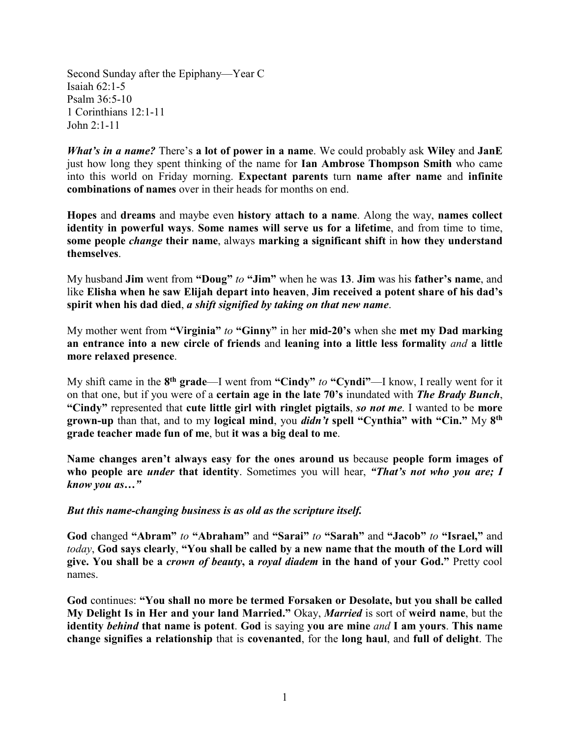Second Sunday after the Epiphany—Year C
Isaiah 62:1-5
Psalm 36:5-10
1 Corinthians 12:1-11
John 2:1-11

***What's in a name?*** There's **a lot of power in a name**. We could probably ask **Wiley** and **JanE** just how long they spent thinking of the name for **Ian Ambrose Thompson Smith** who came into this world on Friday morning. **Expectant parents** turn **name after name** and **infinite combinations of names** over in their heads for months on end.

**Hopes** and **dreams** and maybe even **history attach to a name**. Along the way, **names collect identity in powerful ways**. **Some names will serve us for a lifetime**, and from time to time, **some people *change* their name**, always **marking a significant shift** in **how they understand themselves**.

My husband **Jim** went from **"Doug"** *to* **"Jim"** when he was **13**. **Jim** was his **father's name**, and like **Elisha when he saw Elijah depart into heaven**, **Jim received a potent share of his dad's spirit when his dad died**, ***a shift signified by taking on that new name***.

My mother went from **"Virginia"** *to* **"Ginny"** in her **mid-20's** when she **met my Dad marking an entrance into a new circle of friends** and **leaning into a little less formality** *and* **a little more relaxed presence**.

My shift came in the **8th grade**—I went from **"Cindy"** *to* **"Cyndi"**—I know, I really went for it on that one, but if you were of a **certain age in the late 70's** inundated with ***The Brady Bunch***, **"Cindy"** represented that **cute little girl with ringlet pigtails**, ***so not me***. I wanted to be **more grown-up** than that, and to my **logical mind**, you ***didn't*** **spell "Cynthia" with "Cin."** My **8th grade teacher made fun of me**, but **it was a big deal to me**.

**Name changes aren't always easy for the ones around us** because **people form images of who people are *under* that identity**. Sometimes you will hear, ***"That's not who you are; I know you as…"***

***But this name-changing business is as old as the scripture itself.***

**God** changed **"Abram"** *to* **"Abraham"** and **"Sarai"** *to* **"Sarah"** and **"Jacob"** *to* **"Israel,"** and *today*, **God says clearly**, **"You shall be called by a new name that the mouth of the Lord will give. You shall be a *crown of beauty*, a *royal diadem* in the hand of your God."** Pretty cool names.

**God** continues: **"You shall no more be termed Forsaken or Desolate, but you shall be called My Delight Is in Her and your land Married."** Okay, ***Married*** is sort of **weird name**, but the **identity *behind* that name is potent**. **God** is saying **you are mine** *and* **I am yours**. **This name change signifies a relationship** that is **covenanted**, for the **long haul**, and **full of delight**. The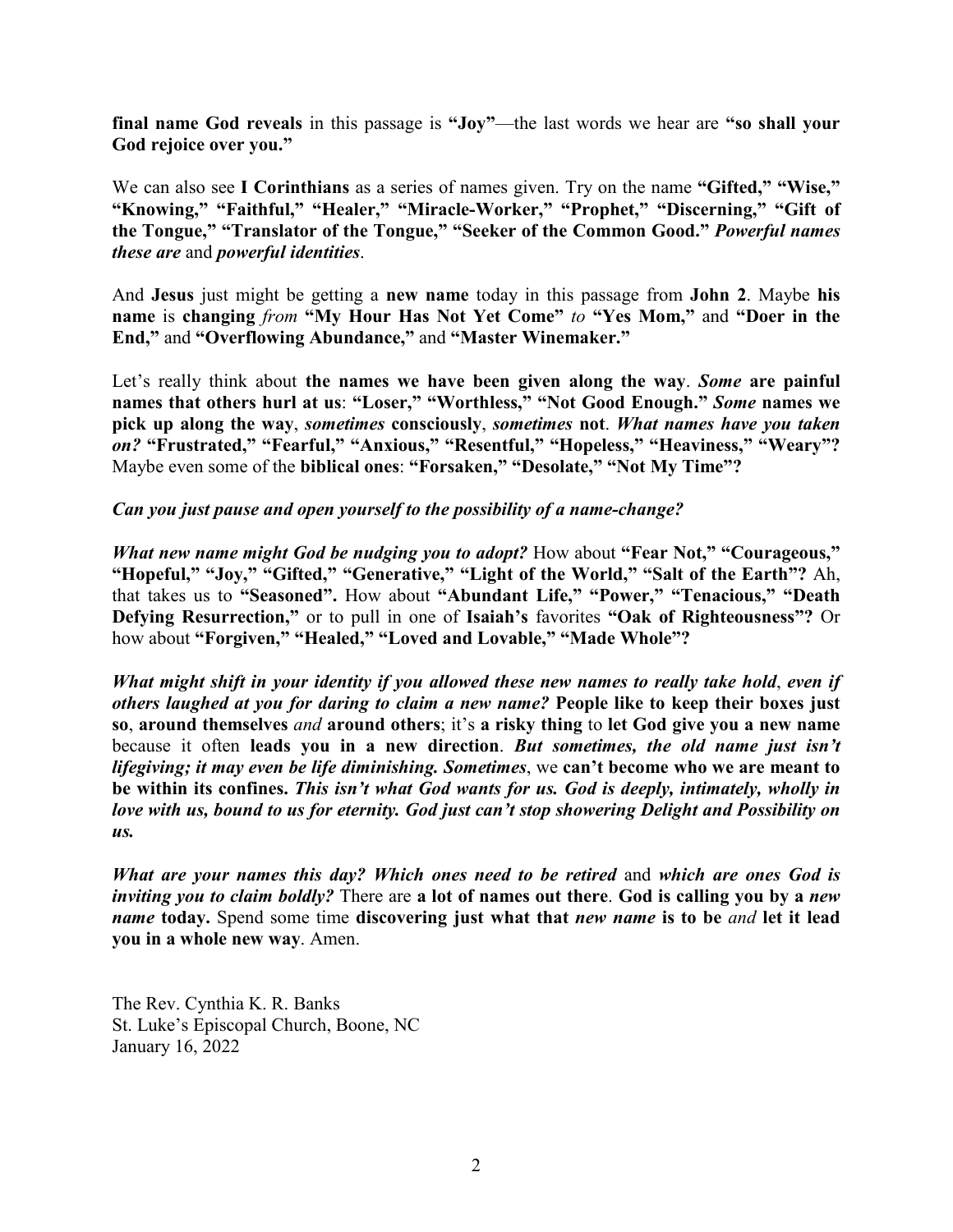**final name God reveals** in this passage is **"Joy"**—the last words we hear are **"so shall your God rejoice over you."**

We can also see **I Corinthians** as a series of names given. Try on the name **"Gifted," "Wise," "Knowing," "Faithful," "Healer," "Miracle-Worker," "Prophet," "Discerning," "Gift of the Tongue," "Translator of the Tongue," "Seeker of the Common Good."** ***Powerful names these are*** and ***powerful identities***.

And **Jesus** just might be getting a **new name** today in this passage from **John 2**. Maybe **his name** is **changing** *from* **"My Hour Has Not Yet Come"** *to* **"Yes Mom,"** and **"Doer in the End,"** and **"Overflowing Abundance,"** and **"Master Winemaker."**

Let's really think about **the names we have been given along the way**. ***Some*** **are painful names that others hurl at us**: **"Loser," "Worthless," "Not Good Enough."** ***Some*** **names we pick up along the way**, ***sometimes*** **consciously**, ***sometimes*** **not**. ***What names have you taken on?*** **"Frustrated," "Fearful," "Anxious," "Resentful," "Hopeless," "Heaviness," "Weary"?** Maybe even some of the **biblical ones**: **"Forsaken," "Desolate," "Not My Time"?**

***Can you just pause and open yourself to the possibility of a name-change?***

***What new name might God be nudging you to adopt?*** How about **"Fear Not," "Courageous," "Hopeful," "Joy," "Gifted," "Generative," "Light of the World," "Salt of the Earth"?** Ah, that takes us to **"Seasoned".** How about **"Abundant Life," "Power," "Tenacious," "Death Defying Resurrection,"** or to pull in one of **Isaiah's** favorites **"Oak of Righteousness"?** Or how about **"Forgiven," "Healed," "Loved and Lovable," "Made Whole"?**

***What might shift in your identity if you allowed these new names to really take hold***, ***even if others laughed at you for daring to claim a new name?*** **People like to keep their boxes just so**, **around themselves** *and* **around others**; it's **a risky thing** to **let God give you a new name** because it often **leads you in a new direction**. ***But sometimes, the old name just isn't lifegiving; it may even be life diminishing. Sometimes***, we **can't become who we are meant to be within its confines.** ***This isn't what God wants for us. God is deeply, intimately, wholly in love with us, bound to us for eternity. God just can't stop showering Delight and Possibility on us.***

***What are your names this day? Which ones need to be retired*** and ***which are ones God is inviting you to claim boldly?*** There are **a lot of names out there**. **God is calling you by a *new name* today.** Spend some time **discovering just what that *new name* is to be** *and* **let it lead you in a whole new way**. Amen.

The Rev. Cynthia K. R. Banks
St. Luke's Episcopal Church, Boone, NC
January 16, 2022